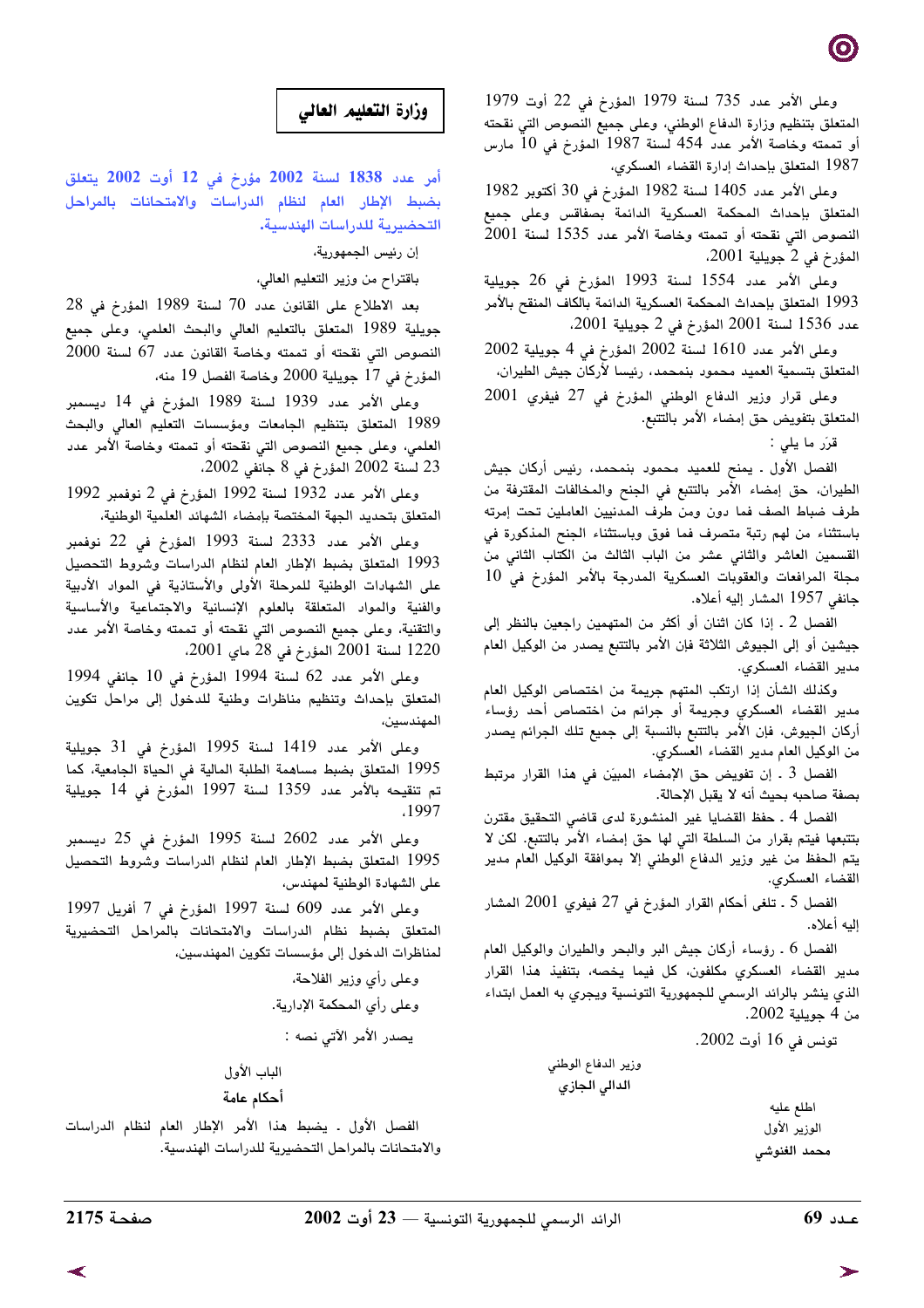وعلى الأمر عدد 735 لسنة 1979 المؤرخ في 22 أوت 1979 المتعلق بتنظيم وزارة الدفاع الوطني، وعلى جميع النصوص التي نقحته أو تممته وخاصة الأمر عدد 454 لسنة 1987 المؤرخ في 10 مارس 1987 المتعلق بإحداث إدارة القضاء العسكري،

وعلى الأمر عدد 1405 لسنة 1982 المؤرخ في 30 أكتوبر 1982 المتعلق بإحداث المحكمة العسكرية الدائمة بصفاقس وعلى جميع النصوص التي نقحته أو تممته وخاصة الأمر عدد 1535 لسنة 2001 المؤرخ في 2 جويلية 2001،

وعلى الأمر عدد 1554 لسنة 1993 المؤرخ في 26 جويلية 1993 المتعلق بإحداث المحكمة العسكرية الدائمة بالكاف المنقح بالأمر عدد 1536 لسنة 2001 المؤرخ في 2 جويلية 2001،

وعلى الأمر عدد 1610 لسنة 2002 المؤرخ في 4 جويلية 2002 المتعلق بتسمية العميد محمود بنمحمد، رئيسا لأركان جيش الطيران،

وعلى قرار وزير الدفاع الوطني المؤرخ في 27 فيفري 2001 المتعلق بتفويض حق إمضاء الأمر بالتتبع.

قرّر ما يلي :

الفصل الأول ـ يمنح للعميد محمود بنمحمد، رئيس أركان جيش الطيران، حق إمضاء الأمر بالتتبع في الجنح والمخالفات المقترفة من طرف ضباط الصف فما دون ومن طرف المدنيين العاملين تحت إمرته باستثناء من لهم رتبة متصرف فما فوق وباستثناء الجنح المذكورة في القسمين العاشر والثاني عشر من الباب الثالث من الكتاب الثاني من مجلة المرافعات والعقوبات العسكرية المدرجة بالأمر المؤرخ في 10 جانفي 1957 المشار إليه أعلاه.

الفصل 2 ـ إذا كان اثنان أو أكثر من المتهمين راجعين بالنظر إلى جيشين أو إلى الجيوش الثلاثة فإن الأمر بالتتبع يصدر من الوكيل العام مدير القضاء العسكري.

وكذلك الشأن إذا ارتكب المتهم جريمة من اختصاص الوكيل العام مدير القضاء العسكري وجريمة أو جرائم من اختصاص أحد رؤساء أركان الجيوش، فإن الأمر بالتتبع بالنسبة إلى جميع تلك الجرائم يصدر من الوكيل العام مدير القضاء العسكري.

الفصل 3 ـ إن تفويض حق الإمضاء المبيّن في هذا القرار مرتبط بصفة صاحبه بحيث أنه لا يقبل الإحالة.

الفصل 4 ـ حفظ القضايا غير المنشورة لدى قاضي التحقيق مقترن بتتبعها فيتم بقرار من السلطة التي لها حق إمضاء الأمر بالتتبع. لكن لا يتم الحفظ من غير وزير الدفاع الوطني إلا بموافقة الوكيل العام مدير القضاء العسكري.

الفصل 5 ـ تلغى أحكام القرار المؤرخ في 27 فيفري 2001 المشار إليه أعلاه.

الفصل 6 ـ رؤساء أركان جيش البر والبحر والطيران والوكيل العام مدير القضاء العسكري مكلفون، كل فيما يخصه، بتنفيذ هذا القرار الذي ينشر بالرائد الرسمي للجمهورية التونسية ويجري به العمل ابتداء من 4 جويلية 2002.

تونس في 16 أوت 2002.

وزير الدفاع الوطني

**الدالي الجازي**

اطلع عليه

الوزير الأول

**محمد الغنوشي**

## وزارة التعليم العالي

### أمر عدد 1838 لسنة 2002 مؤرخ في 12 أوت 2002 يتعلق بضبط الإطار العام لنظام الدراسات والامتحانات بالمراحل التحضيرية للدراسات الهندسية.

إن رئيس الجمهورية،

باقتراح من وزير التعليم العالي،

بعد الاطلاع على القانون عدد 70 لسنة 1989 المؤرخ في 28 جويلية 1989 المتعلق بالتعليم العالي والبحث العلمي، وعلى جميع النصوص التي نقحته أو تممته وخاصة القانون عدد 67 لسنة 2000 المؤرخ في 17 جويلية 2000 وخاصة الفصل 19 منه،

وعلى الأمر عدد 1939 لسنة 1989 المؤرخ في 14 ديسمبر 1989 المتعلق بتنظيم الجامعات ومؤسسات التعليم العالي والبحث العلمي، وعلى جميع النصوص التي نقحته أو تممته وخاصة الأمر عدد 23 لسنة 2002 المؤرخ في 8 جانفي 2002،

وعلى الأمر عدد 1932 لسنة 1992 المؤرخ في 2 نوفمبر 1992 المتعلق بتحديد الجهة المختصة بإمضاء الشهائد العلمية الوطنية،

وعلى الأمر عدد 2333 لسنة 1993 المؤرخ في 22 نوفمبر 1993 المتعلق بضبط الإطار العام لنظام الدراسات وشروط التحصيل على الشهادات الوطنية للمرحلة الأولى والأستاذية في المواد الأدبية والفنية والمواد المتعلقة بالعلوم الإنسانية والاجتماعية والأساسية والتقنية، وعلى جميع النصوص التي نقحته أو تممته وخاصة الأمر عدد 1220 لسنة 2001 المؤرخ في 28 ماي 2001،

وعلى الأمر عدد 62 لسنة 1994 المؤرخ في 10 جانفي 1994 المتعلق بإحداث وتنظيم مناظرات وطنية للدخول إلى مراحل تكوين المهندسين،

وعلى الأمر عدد 1419 لسنة 1995 المؤرخ في 31 جويلية 1995 المتعلق بضبط مساهمة الطلبة المالية في الحياة الجامعية، كما تم تنقيحه بالأمر عدد 1359 لسنة 1997 المؤرخ في 14 جويلية 1997،

وعلى الأمر عدد 2602 لسنة 1995 المؤرخ في 25 ديسمبر 1995 المتعلق بضبط الإطار العام لنظام الدراسات وشروط التحصيل على الشهادة الوطنية لمهندس،

وعلى الأمر عدد 609 لسنة 1997 المؤرخ في 7 أفريل 1997 المتعلق بضبط نظام الدراسات والامتحانات بالمراحل التحضيرية لمناظرات الدخول إلى مؤسسات تكوين المهندسين،

وعلى رأي وزير الفلاحة،

وعلى رأي المحكمة الإدارية.

يصدر الأمر الآتي نصه :

#### الباب الأول

#### أحكام عامة

الفصل الأول ـ يضبط هذا الأمر الإطار العام لنظام الدراسات والامتحانات بالمراحل التحضيرية للدراسات الهندسية.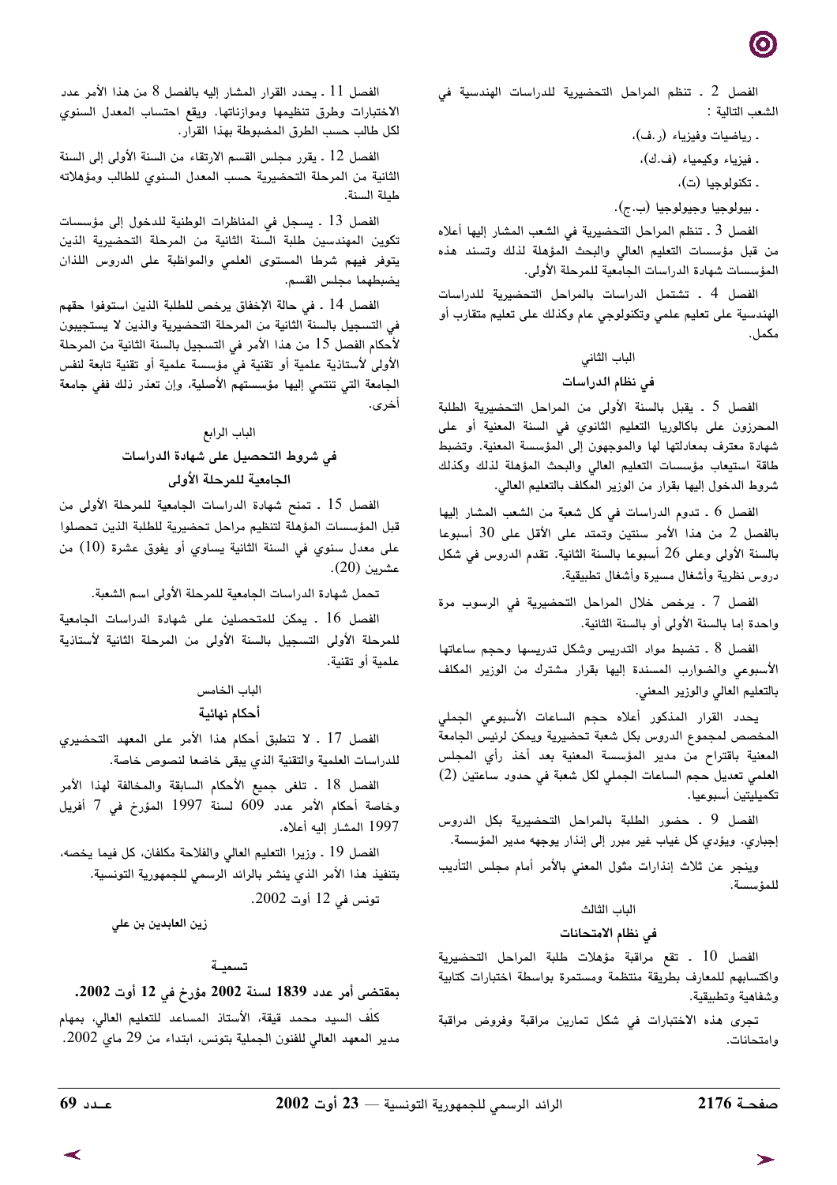الفصل 2 ـ تنظم المراحل التحضيرية للدراسات الهندسية في الشعب التالية :

- رياضيات وفيزياء (ر.ف)،
- فيزياء وكيمياء (ف.ك)،
- تكنولوجيا (ت)،
- بيولوجيا وجيولوجيا (ب.ج).

الفصل 3 ـ تنظم المراحل التحضيرية في الشعب المشار إليها أعلاه من قبل مؤسسات التعليم العالي والبحث المؤهلة لذلك وتسند هذه المؤسسات شهادة الدراسات الجامعية للمرحلة الأولى.

الفصل 4 ـ تشتمل الدراسات بالمراحل التحضيرية للدراسات الهندسية على تعليم علمي وتكنولوجي عام وكذلك على تعليم متقارب أو مكمل.

## الباب الثاني

## في نظام الدراسات

الفصل 5 ـ يقبل بالسنة الأولى من المراحل التحضيرية الطلبة المحرزون على باكالوريا التعليم الثانوي في السنة المعنية أو على شهادة معترف بمعادلتها لها والموجهون إلى المؤسسة المعنية. وتضبط طاقة استيعاب مؤسسات التعليم العالي والبحث المؤهلة لذلك وكذلك شروط الدخول إليها بقرار من الوزير المكلف بالتعليم العالي.

الفصل 6 ـ تدوم الدراسات في كل شعبة من الشعب المشار إليها بالفصل 2 من هذا الأمر سنتين وتمتد على الأقل على 30 أسبوعا بالسنة الأولى وعلى 26 أسبوعا بالسنة الثانية. تقدم الدروس في شكل دروس نظرية وأشغال مسيرة وأشغال تطبيقية.

الفصل 7 ـ يرخص خلال المراحل التحضيرية في الرسوب مرة واحدة إما بالسنة الأولى أو بالسنة الثانية.

الفصل 8 ـ تضبط مواد التدريس وشكل تدريسها وحجم ساعاتها الأسبوعي والضوارب المسندة إليها بقرار مشترك من الوزير المكلف بالتعليم العالي والوزير المعني.

يحدد القرار المذكور أعلاه حجم الساعات الأسبوعي الجملي المخصص لمجموع الدروس بكل شعبة تحضيرية ويمكن لرئيس الجامعة المعنية باقتراح من مدير المؤسسة المعنية بعد أخذ رأي المجلس العلمي تعديل حجم الساعات الجملي لكل شعبة في حدود ساعتين (2) تكميليتين أسبوعيا.

الفصل 9 ـ حضور الطلبة بالمراحل التحضيرية بكل الدروس إجباري. ويؤدي كل غياب غير مبرر إلى إنذار يوجهه مدير المؤسسة.

وينجر عن ثلاث إنذارات مثول المعني بالأمر أمام مجلس التأديب للمؤسسة.

## الباب الثالث

## في نظام الامتحانات

الفصل 10 ـ تقع مراقبة مؤهلات طلبة المراحل التحضيرية واكتسابهم للمعارف بطريقة منتظمة ومستمرة بواسطة اختبارات كتابية وشفاهية وتطبيقية.

تجرى هذه الاختبارات في شكل تمارين مراقبة وفروض مراقبة وامتحانات.

الفصل 11 ـ يحدد القرار المشار إليه بالفصل 8 من هذا الأمر عدد الاختبارات وطرق تنظيمها وموازناتها. ويقع احتساب المعدل السنوي لكل طالب حسب الطرق المضبوطة بهذا القرار.

الفصل 12 ـ يقرر مجلس القسم الارتقاء من السنة الأولى إلى السنة الثانية من المرحلة التحضيرية حسب المعدل السنوي للطالب ومؤهلاته طيلة السنة.

الفصل 13 ـ يسجل في المناظرات الوطنية للدخول إلى مؤسسات تكوين المهندسين طلبة السنة الثانية من المرحلة التحضيرية الذين يتوفر فيهم شرطا المستوى العلمي والمواظبة على الدروس اللذان يضبطهما مجلس القسم.

الفصل 14 ـ في حالة الإخفاق يرخص للطلبة الذين استوفوا حقهم في التسجيل بالسنة الثانية من المرحلة التحضيرية والذين لا يستجيبون لأحكام الفصل 15 من هذا الأمر في التسجيل بالسنة الثانية من المرحلة الأولى لأستاذية علمية أو تقنية في مؤسسة علمية أو تقنية تابعة لنفس الجامعة التي تنتمي إليها مؤسستهم الأصلية، وإن تعذر ذلك ففي جامعة أخرى.

## الباب الرابع

## في شروط التحصيل على شهادة الدراسات الجامعية للمرحلة الأولى

الفصل 15 ـ تمنح شهادة الدراسات الجامعية للمرحلة الأولى من قبل المؤسسات المؤهلة لتنظيم مراحل تحضيرية للطلبة الذين تحصلوا على معدل سنوي في السنة الثانية يساوي أو يفوق عشرة (10) من عشرين (20).

تحمل شهادة الدراسات الجامعية للمرحلة الأولى اسم الشعبة.

الفصل 16 ـ يمكن للمتحصلين على شهادة الدراسات الجامعية للمرحلة الأولى التسجيل بالسنة الأولى من المرحلة الثانية لأستاذية علمية أو تقنية.

## الباب الخامس

## أحكام نهائية

الفصل 17 ـ لا تنطبق أحكام هذا الأمر على المعهد التحضيري للدراسات العلمية والتقنية الذي يبقى خاضعا لنصوص خاصة.

الفصل 18 ـ تلغى جميع الأحكام السابقة والمخالفة لهذا الأمر وخاصة أحكام الأمر عدد 609 لسنة 1997 المؤرخ في 7 أفريل 1997 المشار إليه أعلاه.

الفصل 19 ـ وزيرا التعليم العالي والفلاحة مكلفان، كل فيما يخصه، بتنفيذ هذا الأمر الذي ينشر بالرائد الرسمي للجمهورية التونسية.

تونس في 12 أوت 2002.

**زين العابدين بن علي**

## تسمية

**بمقتضى أمر عدد 1839 لسنة 2002 مؤرخ في 12 أوت 2002.**

كلف السيد محمد قيقة، الأستاذ المساعد للتعليم العالي، بمهام مدير المعهد العالي للفنون الجملية بتونس، ابتداء من 29 ماي 2002.